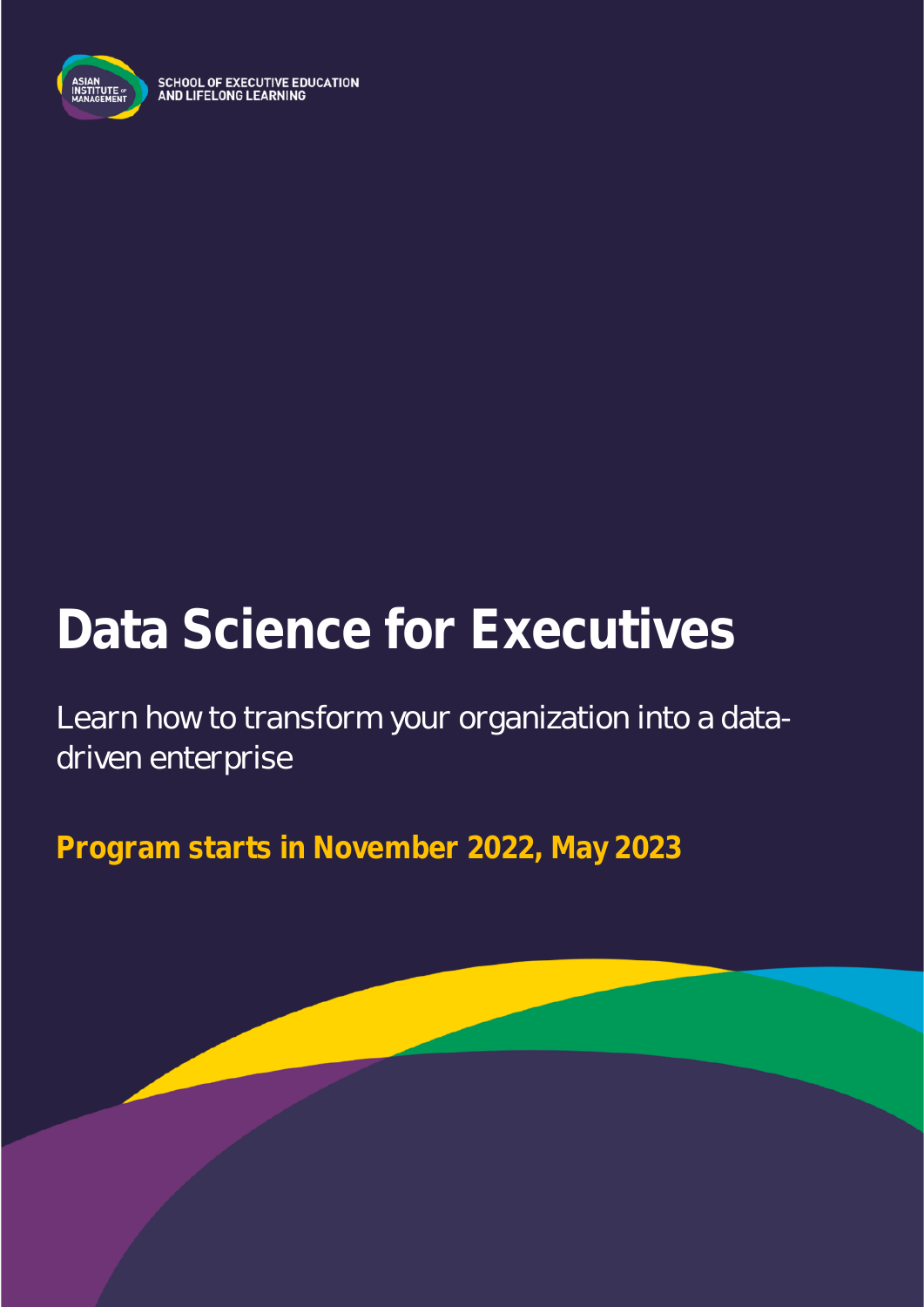ASIAN INSTITUTE OF MANAGEMENT

SCHOOL OF EXECUTIVE EDUCATION AND LIFELONG LEARNING

# Data Science for Executives

Learn how to transform your organization into a data-driven enterprise

**Program starts in November 2022, May 2023**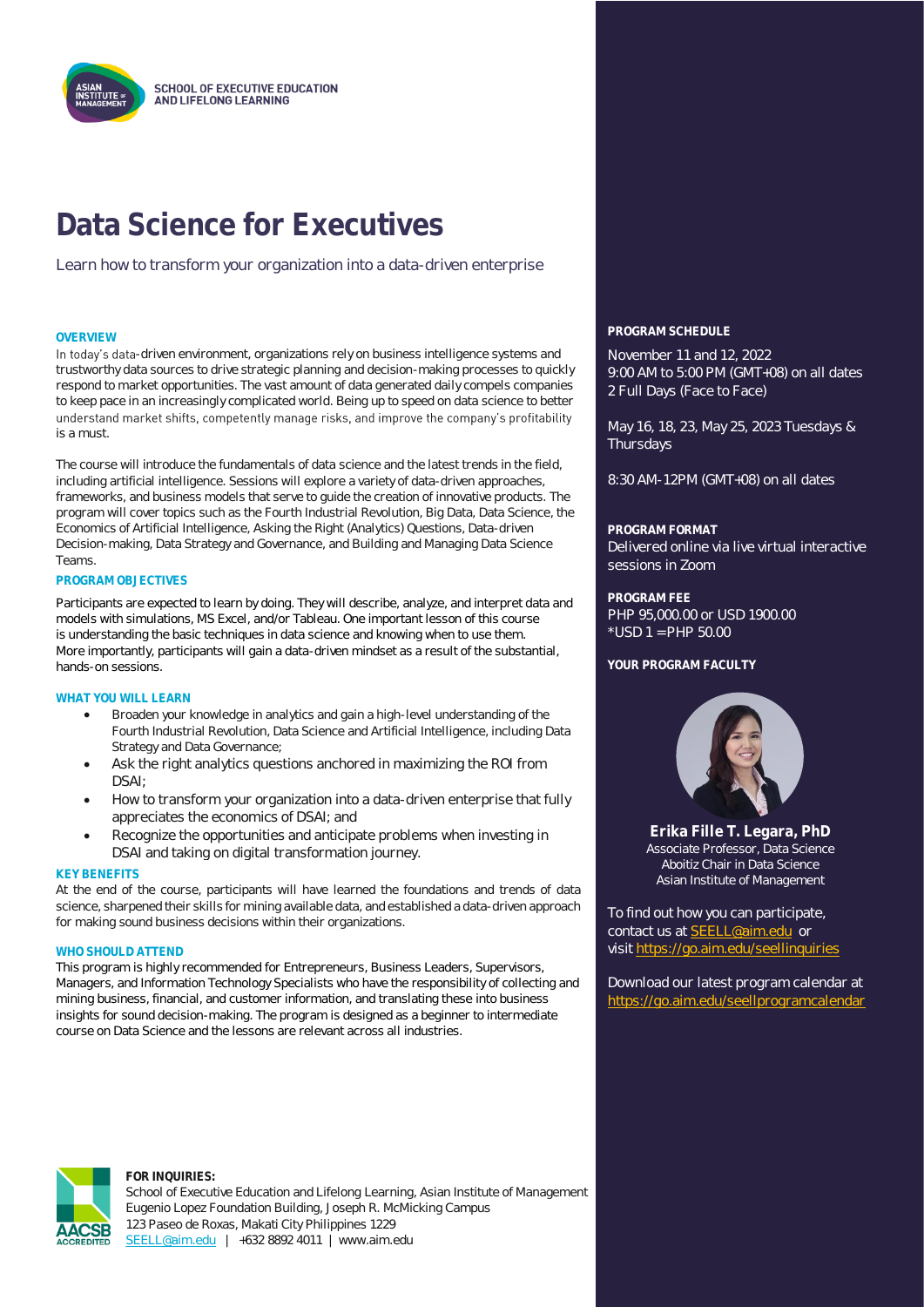SCHOOL OF EXECUTIVE EDUCATION AND LIFELONG LEARNING

# Data Science for Executives

Learn how to transform your organization into a data-driven enterprise

### OVERVIEW

In today's data-driven environment, organizations rely on business intelligence systems and trustworthy data sources to drive strategic planning and decision-making processes to quickly respond to market opportunities. The vast amount of data generated daily compels companies to keep pace in an increasingly complicated world. Being up to speed on data science to better understand market shifts, competently manage risks, and improve the company's profitability is a must.

The course will introduce the fundamentals of data science and the latest trends in the field, including artificial intelligence. Sessions will explore a variety of data-driven approaches, frameworks, and business models that serve to guide the creation of innovative products. The program will cover topics such as the Fourth Industrial Revolution, Big Data, Data Science, the Economics of Artificial Intelligence, Asking the Right (Analytics) Questions, Data-driven Decision-making, Data Strategy and Governance, and Building and Managing Data Science Teams.

### PROGRAM OBJECTIVES

Participants are expected to learn by doing. They will describe, analyze, and interpret data and models with simulations, MS Excel, and/or Tableau. One important lesson of this course is understanding the basic techniques in data science and knowing when to use them. More importantly, participants will gain a data-driven mindset as a result of the substantial, hands-on sessions.

### WHAT YOU WILL LEARN

- Broaden your knowledge in analytics and gain a high-level understanding of the Fourth Industrial Revolution, Data Science and Artificial Intelligence, including Data Strategy and Data Governance;
- Ask the right analytics questions anchored in maximizing the ROI from DSAI;
- How to transform your organization into a data-driven enterprise that fully appreciates the economics of DSAI; and
- Recognize the opportunities and anticipate problems when investing in DSAI and taking on digital transformation journey.

### KEY BENEFITS

At the end of the course, participants will have learned the foundations and trends of data science, sharpened their skills for mining available data, and established a data-driven approach for making sound business decisions within their organizations.

### WHO SHOULD ATTEND

This program is highly recommended for Entrepreneurs, Business Leaders, Supervisors, Managers, and Information Technology Specialists who have the responsibility of collecting and mining business, financial, and customer information, and translating these into business insights for sound decision-making. The program is designed as a beginner to intermediate course on Data Science and the lessons are relevant across all industries.

### PROGRAM SCHEDULE

November 11 and 12, 2022
9:00 AM to 5:00 PM (GMT+08) on all dates
2 Full Days (Face to Face)

May 16, 18, 23, May 25, 2023 Tuesdays & Thursdays

8:30 AM-12PM (GMT+08) on all dates

### PROGRAM FORMAT

Delivered online via live virtual interactive sessions in Zoom

### PROGRAM FEE

PHP 95,000.00 or USD 1900.00
*USD 1 = PHP 50.00

### YOUR PROGRAM FACULTY

**Erika Fille T. Legara, PhD**
Associate Professor, Data Science
Aboitiz Chair in Data Science
Asian Institute of Management

To find out how you can participate, contact us at SEELL@aim.edu or visit https://go.aim.edu/seellinquiries

Download our latest program calendar at https://go.aim.edu/seellprogramcalendar

**FOR INQUIRIES:**
School of Executive Education and Lifelong Learning, Asian Institute of Management
Eugenio Lopez Foundation Building, Joseph R. McMicking Campus
123 Paseo de Roxas, Makati City Philippines 1229
SEELL@aim.edu | +632 8892 4011 | www.aim.edu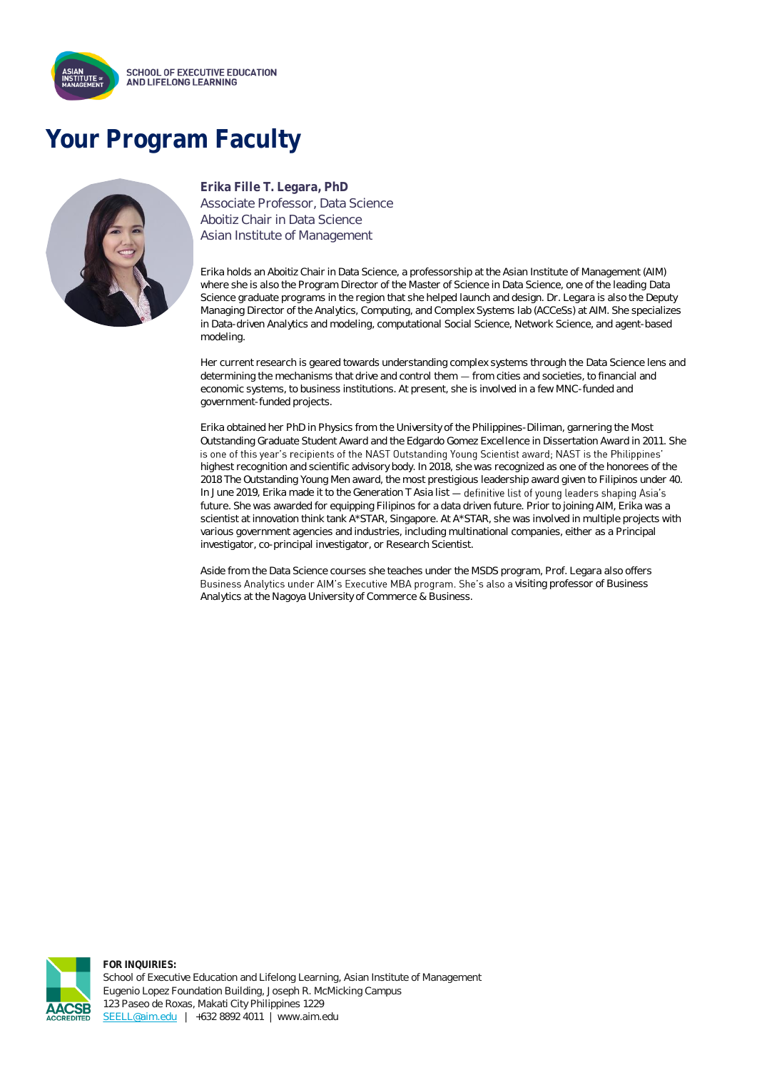# Your Program Faculty

**Erika Fille T. Legara, PhD**
Associate Professor, Data Science
Aboitiz Chair in Data Science
Asian Institute of Management

Erika holds an Aboitiz Chair in Data Science, a professorship at the Asian Institute of Management (AIM) where she is also the Program Director of the Master of Science in Data Science, one of the leading Data Science graduate programs in the region that she helped launch and design. Dr. Legara is also the Deputy Managing Director of the Analytics, Computing, and Complex Systems lab (ACCeSs) at AIM. She specializes in Data-driven Analytics and modeling, computational Social Science, Network Science, and agent-based modeling.

Her current research is geared towards understanding complex systems through the Data Science lens and determining the mechanisms that drive and control them — from cities and societies, to financial and economic systems, to business institutions. At present, she is involved in a few MNC-funded and government-funded projects.

Erika obtained her PhD in Physics from the University of the Philippines-Diliman, garnering the Most Outstanding Graduate Student Award and the Edgardo Gomez Excellence in Dissertation Award in 2011. She is one of this year's recipients of the NAST Outstanding Young Scientist award; NAST is the Philippines' highest recognition and scientific advisory body. In 2018, she was recognized as one of the honorees of the 2018 The Outstanding Young Men award, the most prestigious leadership award given to Filipinos under 40. In June 2019, Erika made it to the Generation T Asia list — definitive list of young leaders shaping Asia's future. She was awarded for equipping Filipinos for a data driven future. Prior to joining AIM, Erika was a scientist at innovation think tank A*STAR, Singapore. At A*STAR, she was involved in multiple projects with various government agencies and industries, including multinational companies, either as a Principal investigator, co-principal investigator, or Research Scientist.

Aside from the Data Science courses she teaches under the MSDS program, Prof. Legara also offers Business Analytics under AIM's Executive MBA program. She's also a visiting professor of Business Analytics at the Nagoya University of Commerce & Business.

**FOR INQUIRIES:**
School of Executive Education and Lifelong Learning, Asian Institute of Management
Eugenio Lopez Foundation Building, Joseph R. McMicking Campus
123 Paseo de Roxas, Makati City Philippines 1229
SEELL@aim.edu | +632 8892 4011 | www.aim.edu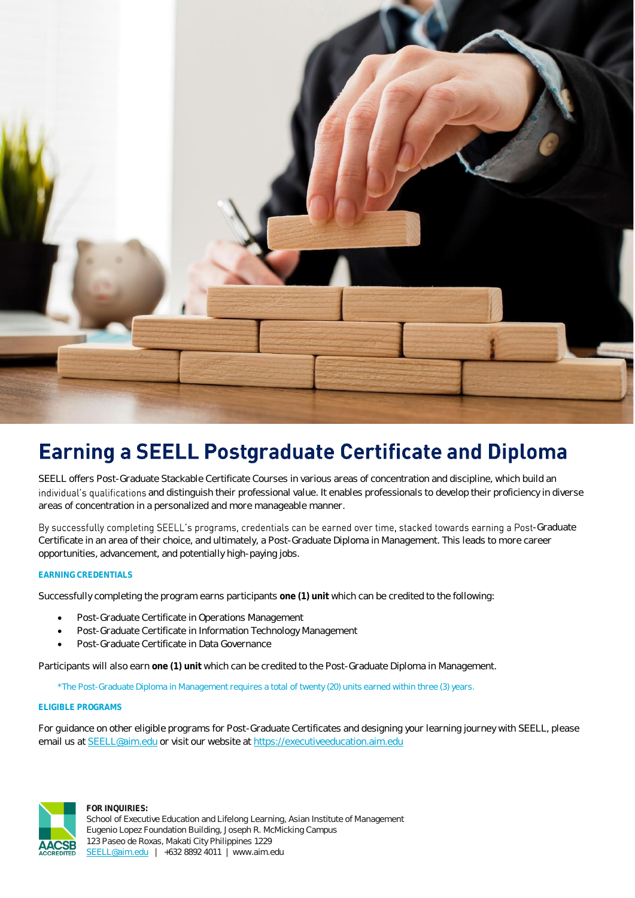# Earning a SEELL Postgraduate Certificate and Diploma

SEELL offers Post-Graduate Stackable Certificate Courses in various areas of concentration and discipline, which build an individual's qualifications and distinguish their professional value. It enables professionals to develop their proficiency in diverse areas of concentration in a personalized and more manageable manner.

By successfully completing SEELL's programs, credentials can be earned over time, stacked towards earning a Post-Graduate Certificate in an area of their choice, and ultimately, a Post-Graduate Diploma in Management. This leads to more career opportunities, advancement, and potentially high-paying jobs.

### EARNING CREDENTIALS

Successfully completing the program earns participants **one (1) unit** which can be credited to the following:

- Post-Graduate Certificate in Operations Management
- Post-Graduate Certificate in Information Technology Management
- Post-Graduate Certificate in Data Governance

Participants will also earn **one (1) unit** which can be credited to the Post-Graduate Diploma in Management.

*The Post-Graduate Diploma in Management requires a total of twenty (20) units earned within three (3) years.

### ELIGIBLE PROGRAMS

For guidance on other eligible programs for Post-Graduate Certificates and designing your learning journey with SEELL, please email us at SEELL@aim.edu or visit our website at https://executiveeducation.aim.edu

**FOR INQUIRIES:**
School of Executive Education and Lifelong Learning, Asian Institute of Management
Eugenio Lopez Foundation Building, Joseph R. McMicking Campus
123 Paseo de Roxas, Makati City Philippines 1229
SEELL@aim.edu | +632 8892 4011 | www.aim.edu